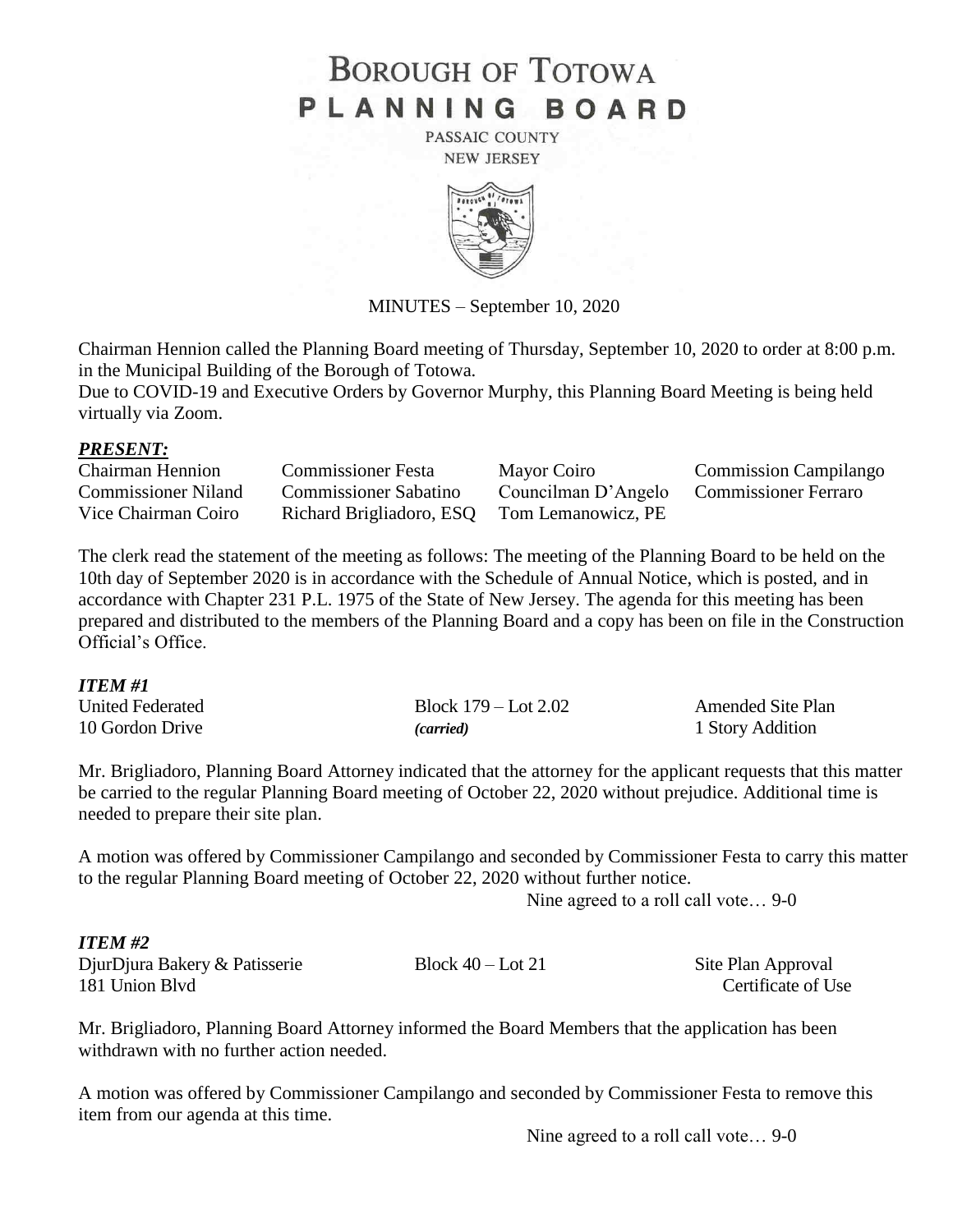# BOROUGH OF TOTOWA
# PLANNING BOARD

PASSAIC COUNTY
NEW JERSEY

MINUTES – September 10, 2020

Chairman Hennion called the Planning Board meeting of Thursday, September 10, 2020 to order at 8:00 p.m. in the Municipal Building of the Borough of Totowa.
Due to COVID-19 and Executive Orders by Governor Murphy, this Planning Board Meeting is being held virtually via Zoom.

***PRESENT:***

| | | | |
|---|---|---|---|
| Chairman Hennion | Commissioner Festa | Mayor Coiro | Commission Campilango |
| Commissioner Niland | Commissioner Sabatino | Councilman D'Angelo | Commissioner Ferraro |
| Vice Chairman Coiro | Richard Brigliadoro, ESQ | Tom Lemanowicz, PE | |

The clerk read the statement of the meeting as follows: The meeting of the Planning Board to be held on the 10th day of September 2020 is in accordance with the Schedule of Annual Notice, which is posted, and in accordance with Chapter 231 P.L. 1975 of the State of New Jersey. The agenda for this meeting has been prepared and distributed to the members of the Planning Board and a copy has been on file in the Construction Official's Office.

***ITEM #1***

| | | |
|---|---|---|
| United Federated | Block 179 – Lot 2.02 | Amended Site Plan |
| 10 Gordon Drive | *(carried)* | 1 Story Addition |

Mr. Brigliadoro, Planning Board Attorney indicated that the attorney for the applicant requests that this matter be carried to the regular Planning Board meeting of October 22, 2020 without prejudice. Additional time is needed to prepare their site plan.

A motion was offered by Commissioner Campilango and seconded by Commissioner Festa to carry this matter to the regular Planning Board meeting of October 22, 2020 without further notice.

Nine agreed to a roll call vote… 9-0

***ITEM #2***

| | | |
|---|---|---|
| DjurDjura Bakery & Patisserie | Block 40 – Lot 21 | Site Plan Approval |
| 181 Union Blvd | | Certificate of Use |

Mr. Brigliadoro, Planning Board Attorney informed the Board Members that the application has been withdrawn with no further action needed.

A motion was offered by Commissioner Campilango and seconded by Commissioner Festa to remove this item from our agenda at this time.

Nine agreed to a roll call vote… 9-0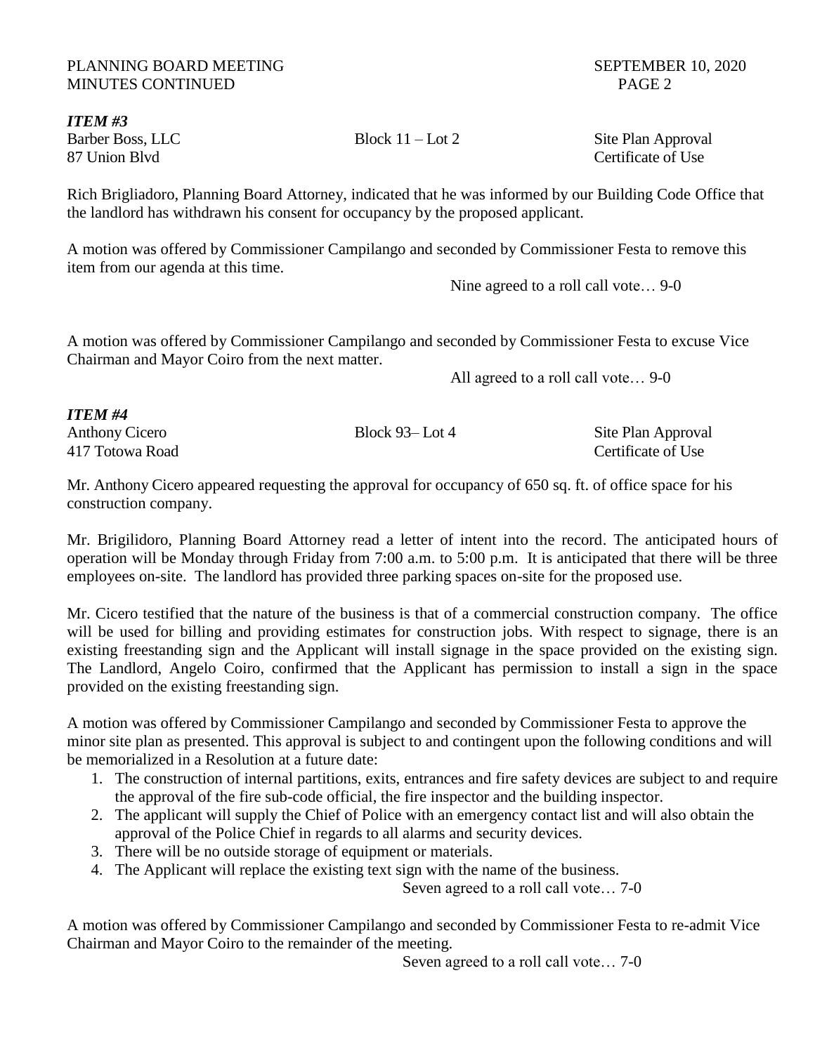***ITEM #3***

Barber Boss, LLC — Block 11 – Lot 2 — Site Plan Approval
87 Union Blvd — Certificate of Use

Rich Brigliadoro, Planning Board Attorney, indicated that he was informed by our Building Code Office that the landlord has withdrawn his consent for occupancy by the proposed applicant.

A motion was offered by Commissioner Campilango and seconded by Commissioner Festa to remove this item from our agenda at this time.

Nine agreed to a roll call vote… 9-0

A motion was offered by Commissioner Campilango and seconded by Commissioner Festa to excuse Vice Chairman and Mayor Coiro from the next matter.

All agreed to a roll call vote… 9-0

***ITEM #4***

Anthony Cicero — Block 93– Lot 4 — Site Plan Approval
417 Totowa Road — Certificate of Use

Mr. Anthony Cicero appeared requesting the approval for occupancy of 650 sq. ft. of office space for his construction company.

Mr. Brigilidoro, Planning Board Attorney read a letter of intent into the record. The anticipated hours of operation will be Monday through Friday from 7:00 a.m. to 5:00 p.m. It is anticipated that there will be three employees on-site. The landlord has provided three parking spaces on-site for the proposed use.

Mr. Cicero testified that the nature of the business is that of a commercial construction company. The office will be used for billing and providing estimates for construction jobs. With respect to signage, there is an existing freestanding sign and the Applicant will install signage in the space provided on the existing sign. The Landlord, Angelo Coiro, confirmed that the Applicant has permission to install a sign in the space provided on the existing freestanding sign.

A motion was offered by Commissioner Campilango and seconded by Commissioner Festa to approve the minor site plan as presented. This approval is subject to and contingent upon the following conditions and will be memorialized in a Resolution at a future date:

1. The construction of internal partitions, exits, entrances and fire safety devices are subject to and require the approval of the fire sub-code official, the fire inspector and the building inspector.
2. The applicant will supply the Chief of Police with an emergency contact list and will also obtain the approval of the Police Chief in regards to all alarms and security devices.
3. There will be no outside storage of equipment or materials.
4. The Applicant will replace the existing text sign with the name of the business.

Seven agreed to a roll call vote… 7-0

A motion was offered by Commissioner Campilango and seconded by Commissioner Festa to re-admit Vice Chairman and Mayor Coiro to the remainder of the meeting.

Seven agreed to a roll call vote… 7-0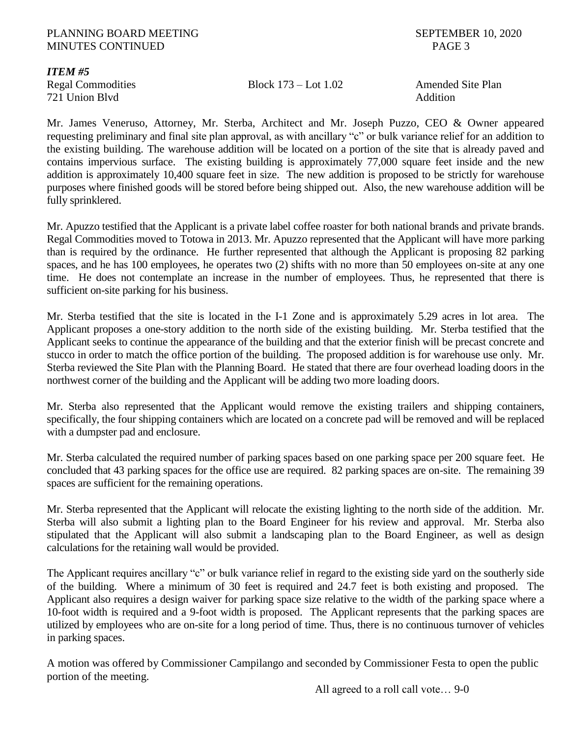***ITEM #5***

| Regal Commodities | Block 173 – Lot 1.02 | Amended Site Plan |
|---|---|---|
| 721 Union Blvd | | Addition |

Mr. James Veneruso, Attorney, Mr. Sterba, Architect and Mr. Joseph Puzzo, CEO & Owner appeared requesting preliminary and final site plan approval, as with ancillary "c" or bulk variance relief for an addition to the existing building. The warehouse addition will be located on a portion of the site that is already paved and contains impervious surface. The existing building is approximately 77,000 square feet inside and the new addition is approximately 10,400 square feet in size. The new addition is proposed to be strictly for warehouse purposes where finished goods will be stored before being shipped out. Also, the new warehouse addition will be fully sprinklered.

Mr. Apuzzo testified that the Applicant is a private label coffee roaster for both national brands and private brands. Regal Commodities moved to Totowa in 2013. Mr. Apuzzo represented that the Applicant will have more parking than is required by the ordinance. He further represented that although the Applicant is proposing 82 parking spaces, and he has 100 employees, he operates two (2) shifts with no more than 50 employees on-site at any one time. He does not contemplate an increase in the number of employees. Thus, he represented that there is sufficient on-site parking for his business.

Mr. Sterba testified that the site is located in the I-1 Zone and is approximately 5.29 acres in lot area. The Applicant proposes a one-story addition to the north side of the existing building. Mr. Sterba testified that the Applicant seeks to continue the appearance of the building and that the exterior finish will be precast concrete and stucco in order to match the office portion of the building. The proposed addition is for warehouse use only. Mr. Sterba reviewed the Site Plan with the Planning Board. He stated that there are four overhead loading doors in the northwest corner of the building and the Applicant will be adding two more loading doors.

Mr. Sterba also represented that the Applicant would remove the existing trailers and shipping containers, specifically, the four shipping containers which are located on a concrete pad will be removed and will be replaced with a dumpster pad and enclosure.

Mr. Sterba calculated the required number of parking spaces based on one parking space per 200 square feet. He concluded that 43 parking spaces for the office use are required. 82 parking spaces are on-site. The remaining 39 spaces are sufficient for the remaining operations.

Mr. Sterba represented that the Applicant will relocate the existing lighting to the north side of the addition. Mr. Sterba will also submit a lighting plan to the Board Engineer for his review and approval. Mr. Sterba also stipulated that the Applicant will also submit a landscaping plan to the Board Engineer, as well as design calculations for the retaining wall would be provided.

The Applicant requires ancillary "c" or bulk variance relief in regard to the existing side yard on the southerly side of the building. Where a minimum of 30 feet is required and 24.7 feet is both existing and proposed. The Applicant also requires a design waiver for parking space size relative to the width of the parking space where a 10-foot width is required and a 9-foot width is proposed. The Applicant represents that the parking spaces are utilized by employees who are on-site for a long period of time. Thus, there is no continuous turnover of vehicles in parking spaces.

A motion was offered by Commissioner Campilango and seconded by Commissioner Festa to open the public portion of the meeting.

All agreed to a roll call vote… 9-0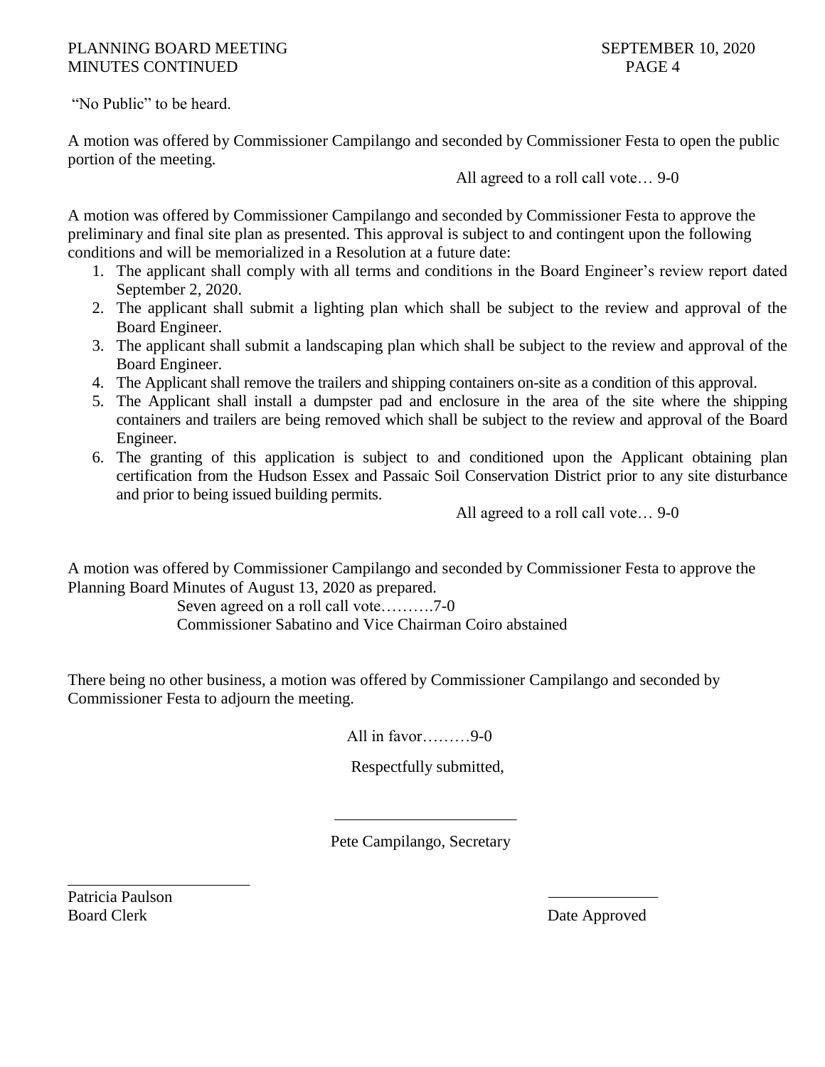"No Public" to be heard.

A motion was offered by Commissioner Campilango and seconded by Commissioner Festa to open the public portion of the meeting.

All agreed to a roll call vote… 9-0

A motion was offered by Commissioner Campilango and seconded by Commissioner Festa to approve the preliminary and final site plan as presented. This approval is subject to and contingent upon the following conditions and will be memorialized in a Resolution at a future date:

1. The applicant shall comply with all terms and conditions in the Board Engineer's review report dated September 2, 2020.
2. The applicant shall submit a lighting plan which shall be subject to the review and approval of the Board Engineer.
3. The applicant shall submit a landscaping plan which shall be subject to the review and approval of the Board Engineer.
4. The Applicant shall remove the trailers and shipping containers on-site as a condition of this approval.
5. The Applicant shall install a dumpster pad and enclosure in the area of the site where the shipping containers and trailers are being removed which shall be subject to the review and approval of the Board Engineer.
6. The granting of this application is subject to and conditioned upon the Applicant obtaining plan certification from the Hudson Essex and Passaic Soil Conservation District prior to any site disturbance and prior to being issued building permits.

All agreed to a roll call vote… 9-0

A motion was offered by Commissioner Campilango and seconded by Commissioner Festa to approve the Planning Board Minutes of August 13, 2020 as prepared.

Seven agreed on a roll call vote……….7-0
Commissioner Sabatino and Vice Chairman Coiro abstained

There being no other business, a motion was offered by Commissioner Campilango and seconded by Commissioner Festa to adjourn the meeting.

All in favor………9-0

Respectfully submitted,

\_\_\_\_\_\_\_\_\_\_\_\_\_\_\_\_\_\_\_\_\_\_\_\_

Pete Campilango, Secretary

\_\_\_\_\_\_\_\_\_\_\_\_\_\_\_\_\_\_\_\_\_\_\_\_

Patricia Paulson
Board Clerk

\_\_\_\_\_\_\_\_\_\_\_\_\_\_

Date Approved